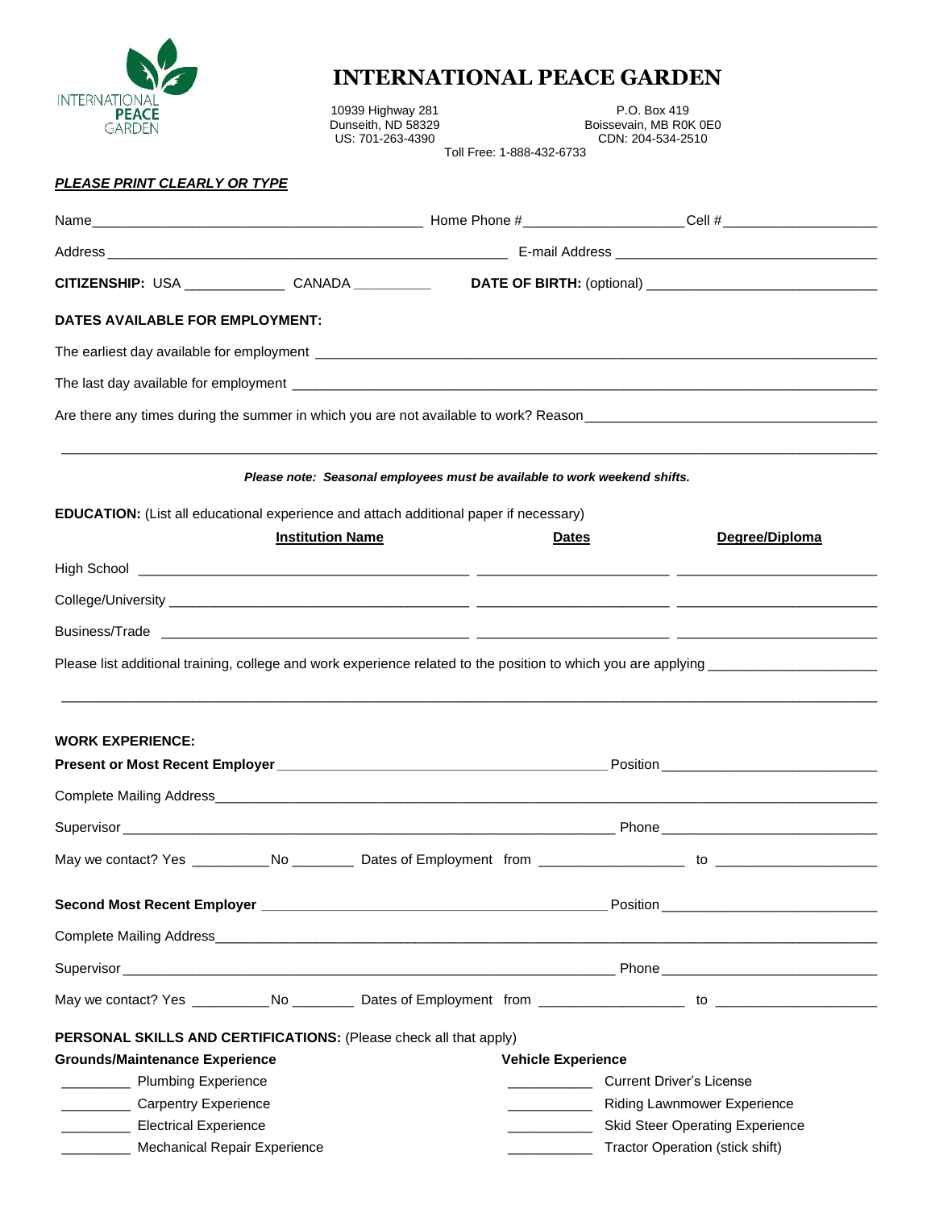# INTERNATIONAL PEACE GARDEN

10939 Highway 281
Dunseith, ND 58329
US: 701-263-4390

P.O. Box 419
Boissevain, MB R0K 0E0
CDN: 204-534-2510

Toll Free: 1-888-432-6733

***PLEASE PRINT CLEARLY OR TYPE***

Name\_\_\_\_\_\_\_\_\_\_\_\_\_\_\_\_\_\_\_\_ Home Phone #\_\_\_\_\_\_\_\_\_\_\_\_ Cell #\_\_\_\_\_\_\_\_\_\_\_\_

Address \_\_\_\_\_\_\_\_\_\_\_\_\_\_\_\_\_\_\_\_ E-mail Address \_\_\_\_\_\_\_\_\_\_\_\_\_\_\_\_\_\_\_\_

**CITIZENSHIP:** USA \_\_\_\_\_\_\_\_\_\_ CANADA \_\_\_\_\_\_\_\_\_\_ **DATE OF BIRTH:** (optional) \_\_\_\_\_\_\_\_\_\_\_\_\_\_\_\_\_\_\_\_

**DATES AVAILABLE FOR EMPLOYMENT:**

The earliest day available for employment \_\_\_\_\_\_\_\_\_\_\_\_\_\_\_\_\_\_\_\_

The last day available for employment \_\_\_\_\_\_\_\_\_\_\_\_\_\_\_\_\_\_\_\_

Are there any times during the summer in which you are not available to work? Reason\_\_\_\_\_\_\_\_\_\_\_\_\_\_\_\_\_\_\_\_

\_\_\_\_\_\_\_\_\_\_\_\_\_\_\_\_\_\_\_\_\_\_\_\_\_\_\_\_\_\_\_\_\_\_\_\_\_\_\_\_

***Please note: Seasonal employees must be available to work weekend shifts.***

**EDUCATION:** (List all educational experience and attach additional paper if necessary)

| | Institution Name | Dates | Degree/Diploma |
|---|---|---|---|
| High School | | | |
| College/University | | | |
| Business/Trade | | | |

Please list additional training, college and work experience related to the position to which you are applying \_\_\_\_\_\_\_\_\_\_\_\_\_\_\_\_\_\_\_\_

\_\_\_\_\_\_\_\_\_\_\_\_\_\_\_\_\_\_\_\_\_\_\_\_\_\_\_\_\_\_\_\_\_\_\_\_\_\_\_\_

**WORK EXPERIENCE:**

**Present or Most Recent Employer** \_\_\_\_\_\_\_\_\_\_\_\_\_\_\_\_\_\_\_\_ Position \_\_\_\_\_\_\_\_\_\_\_\_\_\_\_\_\_\_\_\_

Complete Mailing Address\_\_\_\_\_\_\_\_\_\_\_\_\_\_\_\_\_\_\_\_

Supervisor \_\_\_\_\_\_\_\_\_\_\_\_\_\_\_\_\_\_\_\_ Phone \_\_\_\_\_\_\_\_\_\_\_\_\_\_\_\_\_\_\_\_

May we contact? Yes \_\_\_\_\_\_\_\_ No \_\_\_\_\_\_\_\_ Dates of Employment from \_\_\_\_\_\_\_\_\_\_\_\_ to \_\_\_\_\_\_\_\_\_\_\_\_

**Second Most Recent Employer** \_\_\_\_\_\_\_\_\_\_\_\_\_\_\_\_\_\_\_\_ Position \_\_\_\_\_\_\_\_\_\_\_\_\_\_\_\_\_\_\_\_

Complete Mailing Address\_\_\_\_\_\_\_\_\_\_\_\_\_\_\_\_\_\_\_\_

Supervisor \_\_\_\_\_\_\_\_\_\_\_\_\_\_\_\_\_\_\_\_ Phone \_\_\_\_\_\_\_\_\_\_\_\_\_\_\_\_\_\_\_\_

May we contact? Yes \_\_\_\_\_\_\_\_ No \_\_\_\_\_\_\_\_ Dates of Employment from \_\_\_\_\_\_\_\_\_\_\_\_ to \_\_\_\_\_\_\_\_\_\_\_\_

**PERSONAL SKILLS AND CERTIFICATIONS:** (Please check all that apply)

**Grounds/Maintenance Experience**

- \_\_\_\_\_\_\_\_ Plumbing Experience
- \_\_\_\_\_\_\_\_ Carpentry Experience
- \_\_\_\_\_\_\_\_ Electrical Experience
- \_\_\_\_\_\_\_\_ Mechanical Repair Experience

**Vehicle Experience**

- \_\_\_\_\_\_\_\_ Current Driver's License
- \_\_\_\_\_\_\_\_ Riding Lawnmower Experience
- \_\_\_\_\_\_\_\_ Skid Steer Operating Experience
- \_\_\_\_\_\_\_\_ Tractor Operation (stick shift)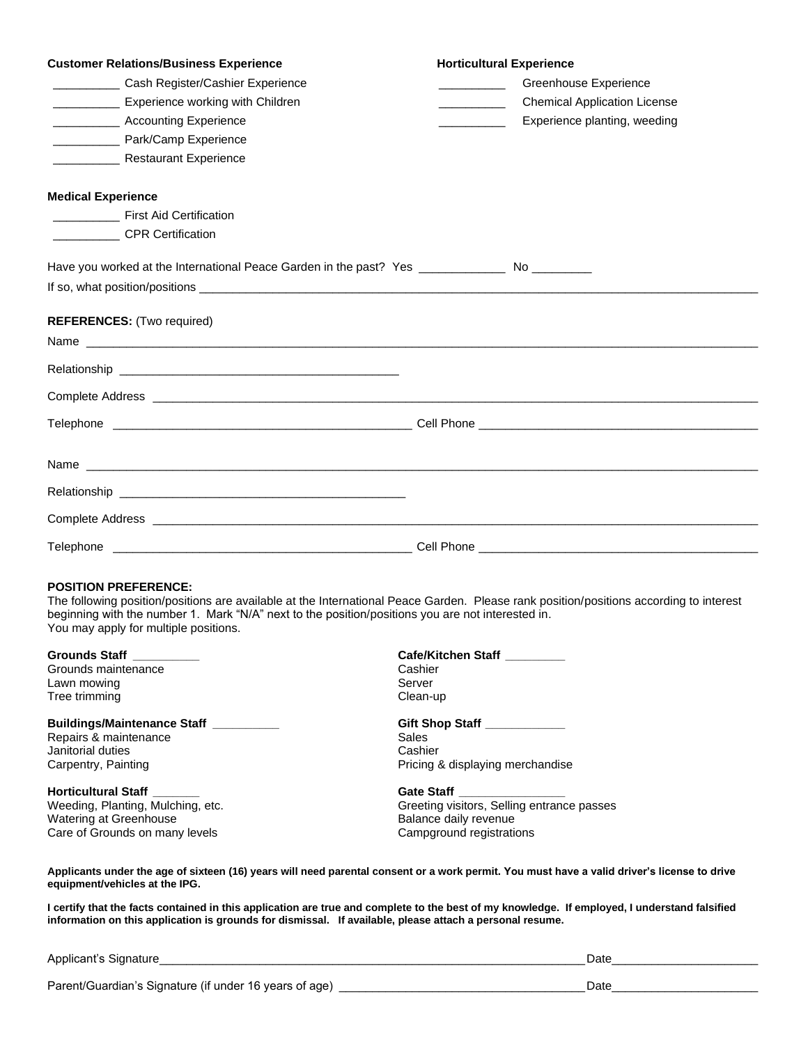**Customer Relations/Business Experience**

__________ Cash Register/Cashier Experience
__________ Experience working with Children
__________ Accounting Experience
__________ Park/Camp Experience
__________ Restaurant Experience

**Horticultural Experience**

__________ Greenhouse Experience
__________ Chemical Application License
__________ Experience planting, weeding

**Medical Experience**

__________ First Aid Certification
__________ CPR Certification

Have you worked at the International Peace Garden in the past? Yes _____________ No _________

If so, what position/positions ______________________________________________________________

**REFERENCES:** (Two required)

Name ______________________________________________________________

Relationship __________________________________________

Complete Address ______________________________________________________________

Telephone _____________________________________________ Cell Phone ___________________________________________

Name ______________________________________________________________

Relationship __________________________________________

Complete Address ______________________________________________________________

Telephone _____________________________________________ Cell Phone ___________________________________________

**POSITION PREFERENCE:**
The following position/positions are available at the International Peace Garden. Please rank position/positions according to interest beginning with the number 1. Mark "N/A" next to the position/positions you are not interested in.
You may apply for multiple positions.

**Grounds Staff __________**
Grounds maintenance
Lawn mowing
Tree trimming

**Buildings/Maintenance Staff __________**
Repairs & maintenance
Janitorial duties
Carpentry, Painting

**Horticultural Staff _______**
Weeding, Planting, Mulching, etc.
Watering at Greenhouse
Care of Grounds on many levels

**Cafe/Kitchen Staff _________**
Cashier
Server
Clean-up

**Gift Shop Staff ____________**
Sales
Cashier
Pricing & displaying merchandise

**Gate Staff ________________**
Greeting visitors, Selling entrance passes
Balance daily revenue
Campground registrations

**Applicants under the age of sixteen (16) years will need parental consent or a work permit. You must have a valid driver's license to drive equipment/vehicles at the IPG.**

**I certify that the facts contained in this application are true and complete to the best of my knowledge. If employed, I understand falsified information on this application is grounds for dismissal. If available, please attach a personal resume.**

Applicant's Signature______________________________________________________________ Date______________________

Parent/Guardian's Signature (if under 16 years of age) ______________________________________ Date______________________